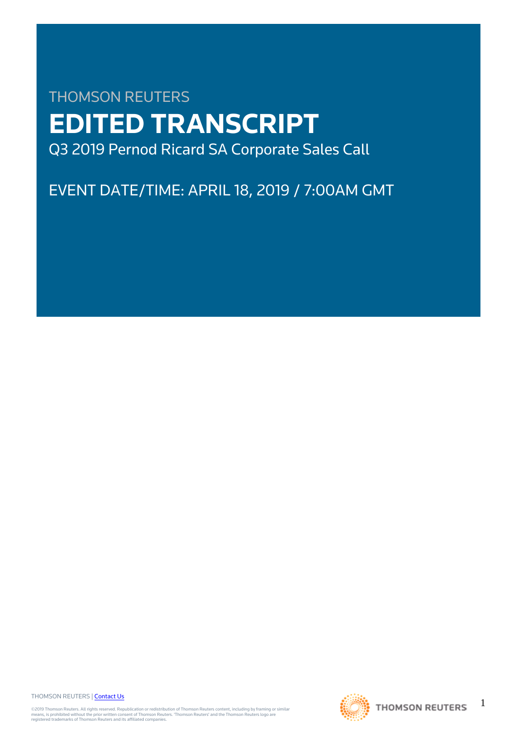THOMSON REUTERS

# EDITED TRANSCRIPT

Q3 2019 Pernod Ricard SA Corporate Sales Call

EVENT DATE/TIME: APRIL 18, 2019 / 7:00AM GMT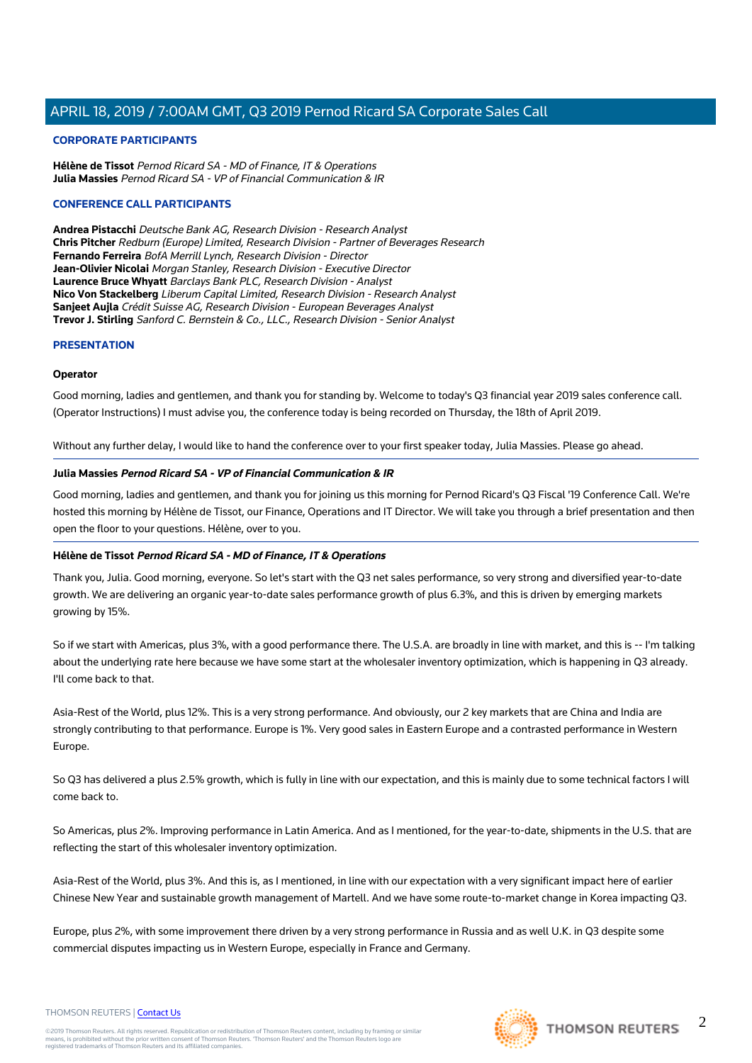## CORPORATE PARTICIPANTS

**Hélène de Tissot** *Pernod Ricard SA - MD of Finance, IT & Operations*
**Julia Massies** *Pernod Ricard SA - VP of Financial Communication & IR*

## CONFERENCE CALL PARTICIPANTS

**Andrea Pistacchi** *Deutsche Bank AG, Research Division - Research Analyst*
**Chris Pitcher** *Redburn (Europe) Limited, Research Division - Partner of Beverages Research*
**Fernando Ferreira** *BofA Merrill Lynch, Research Division - Director*
**Jean-Olivier Nicolai** *Morgan Stanley, Research Division - Executive Director*
**Laurence Bruce Whyatt** *Barclays Bank PLC, Research Division - Analyst*
**Nico Von Stackelberg** *Liberum Capital Limited, Research Division - Research Analyst*
**Sanjeet Aujla** *Crédit Suisse AG, Research Division - European Beverages Analyst*
**Trevor J. Stirling** *Sanford C. Bernstein & Co., LLC., Research Division - Senior Analyst*

## PRESENTATION

**Operator**

Good morning, ladies and gentlemen, and thank you for standing by. Welcome to today's Q3 financial year 2019 sales conference call. (Operator Instructions) I must advise you, the conference today is being recorded on Thursday, the 18th of April 2019.

Without any further delay, I would like to hand the conference over to your first speaker today, Julia Massies. Please go ahead.

**Julia Massies** ***Pernod Ricard SA - VP of Financial Communication & IR***

Good morning, ladies and gentlemen, and thank you for joining us this morning for Pernod Ricard's Q3 Fiscal '19 Conference Call. We're hosted this morning by Hélène de Tissot, our Finance, Operations and IT Director. We will take you through a brief presentation and then open the floor to your questions. Hélène, over to you.

**Hélène de Tissot** ***Pernod Ricard SA - MD of Finance, IT & Operations***

Thank you, Julia. Good morning, everyone. So let's start with the Q3 net sales performance, so very strong and diversified year-to-date growth. We are delivering an organic year-to-date sales performance growth of plus 6.3%, and this is driven by emerging markets growing by 15%.

So if we start with Americas, plus 3%, with a good performance there. The U.S.A. are broadly in line with market, and this is -- I'm talking about the underlying rate here because we have some start at the wholesaler inventory optimization, which is happening in Q3 already. I'll come back to that.

Asia-Rest of the World, plus 12%. This is a very strong performance. And obviously, our 2 key markets that are China and India are strongly contributing to that performance. Europe is 1%. Very good sales in Eastern Europe and a contrasted performance in Western Europe.

So Q3 has delivered a plus 2.5% growth, which is fully in line with our expectation, and this is mainly due to some technical factors I will come back to.

So Americas, plus 2%. Improving performance in Latin America. And as I mentioned, for the year-to-date, shipments in the U.S. that are reflecting the start of this wholesaler inventory optimization.

Asia-Rest of the World, plus 3%. And this is, as I mentioned, in line with our expectation with a very significant impact here of earlier Chinese New Year and sustainable growth management of Martell. And we have some route-to-market change in Korea impacting Q3.

Europe, plus 2%, with some improvement there driven by a very strong performance in Russia and as well U.K. in Q3 despite some commercial disputes impacting us in Western Europe, especially in France and Germany.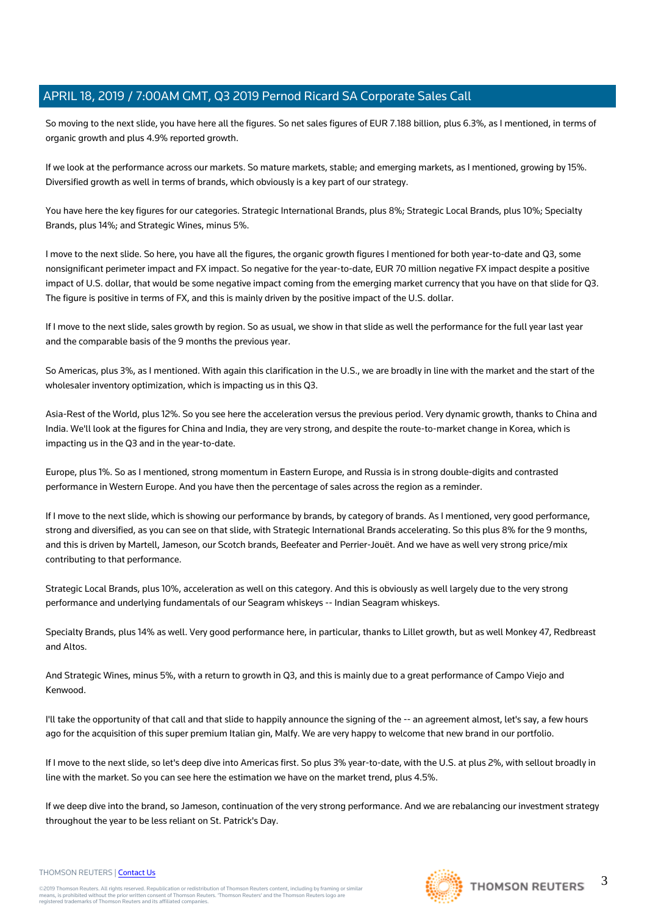So moving to the next slide, you have here all the figures. So net sales figures of EUR 7.188 billion, plus 6.3%, as I mentioned, in terms of organic growth and plus 4.9% reported growth.

If we look at the performance across our markets. So mature markets, stable; and emerging markets, as I mentioned, growing by 15%. Diversified growth as well in terms of brands, which obviously is a key part of our strategy.

You have here the key figures for our categories. Strategic International Brands, plus 8%; Strategic Local Brands, plus 10%; Specialty Brands, plus 14%; and Strategic Wines, minus 5%.

I move to the next slide. So here, you have all the figures, the organic growth figures I mentioned for both year-to-date and Q3, some nonsignificant perimeter impact and FX impact. So negative for the year-to-date, EUR 70 million negative FX impact despite a positive impact of U.S. dollar, that would be some negative impact coming from the emerging market currency that you have on that slide for Q3. The figure is positive in terms of FX, and this is mainly driven by the positive impact of the U.S. dollar.

If I move to the next slide, sales growth by region. So as usual, we show in that slide as well the performance for the full year last year and the comparable basis of the 9 months the previous year.

So Americas, plus 3%, as I mentioned. With again this clarification in the U.S., we are broadly in line with the market and the start of the wholesaler inventory optimization, which is impacting us in this Q3.

Asia-Rest of the World, plus 12%. So you see here the acceleration versus the previous period. Very dynamic growth, thanks to China and India. We'll look at the figures for China and India, they are very strong, and despite the route-to-market change in Korea, which is impacting us in the Q3 and in the year-to-date.

Europe, plus 1%. So as I mentioned, strong momentum in Eastern Europe, and Russia is in strong double-digits and contrasted performance in Western Europe. And you have then the percentage of sales across the region as a reminder.

If I move to the next slide, which is showing our performance by brands, by category of brands. As I mentioned, very good performance, strong and diversified, as you can see on that slide, with Strategic International Brands accelerating. So this plus 8% for the 9 months, and this is driven by Martell, Jameson, our Scotch brands, Beefeater and Perrier-Jouët. And we have as well very strong price/mix contributing to that performance.

Strategic Local Brands, plus 10%, acceleration as well on this category. And this is obviously as well largely due to the very strong performance and underlying fundamentals of our Seagram whiskeys -- Indian Seagram whiskeys.

Specialty Brands, plus 14% as well. Very good performance here, in particular, thanks to Lillet growth, but as well Monkey 47, Redbreast and Altos.

And Strategic Wines, minus 5%, with a return to growth in Q3, and this is mainly due to a great performance of Campo Viejo and Kenwood.

I'll take the opportunity of that call and that slide to happily announce the signing of the -- an agreement almost, let's say, a few hours ago for the acquisition of this super premium Italian gin, Malfy. We are very happy to welcome that new brand in our portfolio.

If I move to the next slide, so let's deep dive into Americas first. So plus 3% year-to-date, with the U.S. at plus 2%, with sellout broadly in line with the market. So you can see here the estimation we have on the market trend, plus 4.5%.

If we deep dive into the brand, so Jameson, continuation of the very strong performance. And we are rebalancing our investment strategy throughout the year to be less reliant on St. Patrick's Day.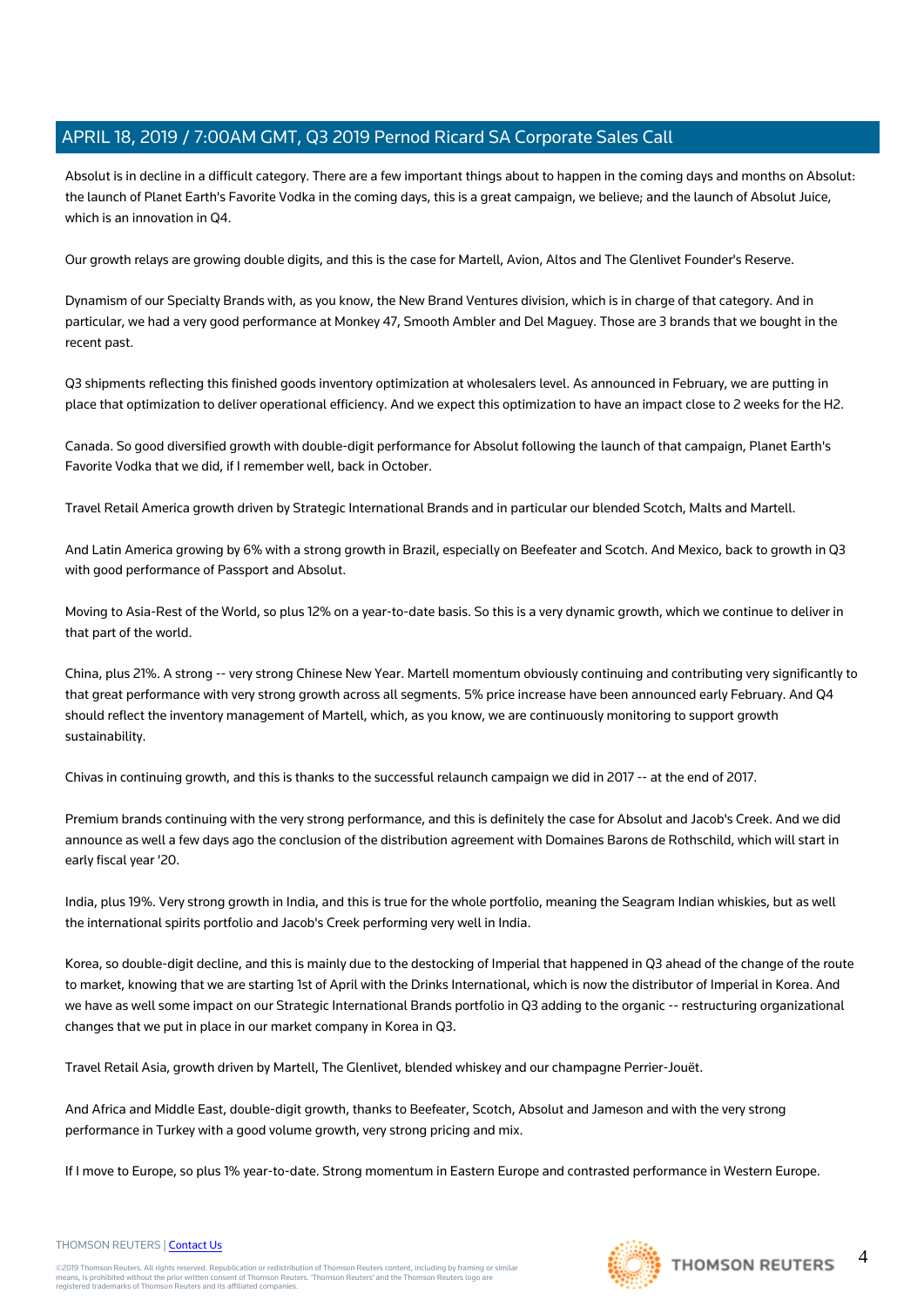Absolut is in decline in a difficult category. There are a few important things about to happen in the coming days and months on Absolut: the launch of Planet Earth's Favorite Vodka in the coming days, this is a great campaign, we believe; and the launch of Absolut Juice, which is an innovation in Q4.

Our growth relays are growing double digits, and this is the case for Martell, Avion, Altos and The Glenlivet Founder's Reserve.

Dynamism of our Specialty Brands with, as you know, the New Brand Ventures division, which is in charge of that category. And in particular, we had a very good performance at Monkey 47, Smooth Ambler and Del Maguey. Those are 3 brands that we bought in the recent past.

Q3 shipments reflecting this finished goods inventory optimization at wholesalers level. As announced in February, we are putting in place that optimization to deliver operational efficiency. And we expect this optimization to have an impact close to 2 weeks for the H2.

Canada. So good diversified growth with double-digit performance for Absolut following the launch of that campaign, Planet Earth's Favorite Vodka that we did, if I remember well, back in October.

Travel Retail America growth driven by Strategic International Brands and in particular our blended Scotch, Malts and Martell.

And Latin America growing by 6% with a strong growth in Brazil, especially on Beefeater and Scotch. And Mexico, back to growth in Q3 with good performance of Passport and Absolut.

Moving to Asia-Rest of the World, so plus 12% on a year-to-date basis. So this is a very dynamic growth, which we continue to deliver in that part of the world.

China, plus 21%. A strong -- very strong Chinese New Year. Martell momentum obviously continuing and contributing very significantly to that great performance with very strong growth across all segments. 5% price increase have been announced early February. And Q4 should reflect the inventory management of Martell, which, as you know, we are continuously monitoring to support growth sustainability.

Chivas in continuing growth, and this is thanks to the successful relaunch campaign we did in 2017 -- at the end of 2017.

Premium brands continuing with the very strong performance, and this is definitely the case for Absolut and Jacob's Creek. And we did announce as well a few days ago the conclusion of the distribution agreement with Domaines Barons de Rothschild, which will start in early fiscal year '20.

India, plus 19%. Very strong growth in India, and this is true for the whole portfolio, meaning the Seagram Indian whiskies, but as well the international spirits portfolio and Jacob's Creek performing very well in India.

Korea, so double-digit decline, and this is mainly due to the destocking of Imperial that happened in Q3 ahead of the change of the route to market, knowing that we are starting 1st of April with the Drinks International, which is now the distributor of Imperial in Korea. And we have as well some impact on our Strategic International Brands portfolio in Q3 adding to the organic -- restructuring organizational changes that we put in place in our market company in Korea in Q3.

Travel Retail Asia, growth driven by Martell, The Glenlivet, blended whiskey and our champagne Perrier-Jouët.

And Africa and Middle East, double-digit growth, thanks to Beefeater, Scotch, Absolut and Jameson and with the very strong performance in Turkey with a good volume growth, very strong pricing and mix.

If I move to Europe, so plus 1% year-to-date. Strong momentum in Eastern Europe and contrasted performance in Western Europe.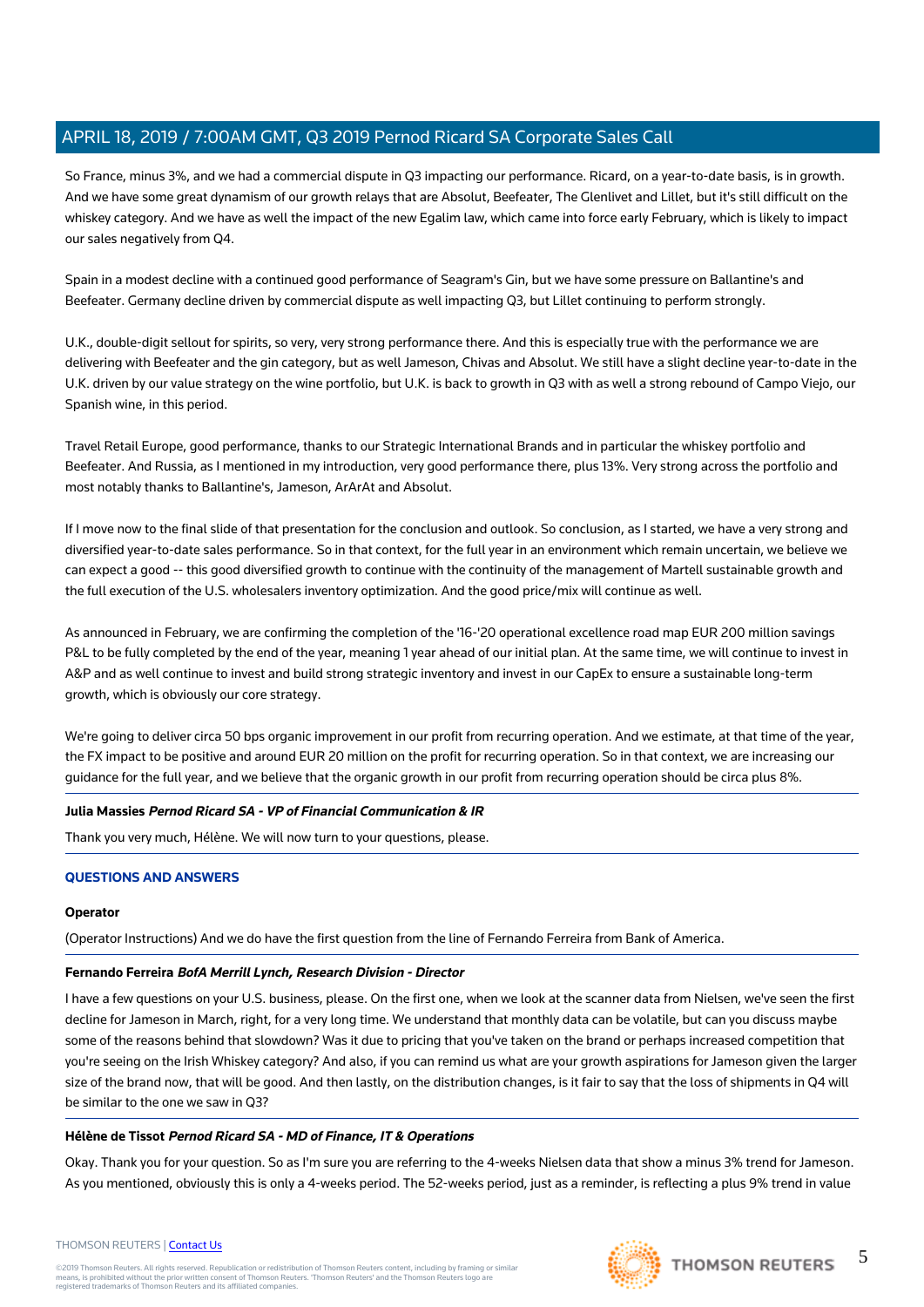So France, minus 3%, and we had a commercial dispute in Q3 impacting our performance. Ricard, on a year-to-date basis, is in growth. And we have some great dynamism of our growth relays that are Absolut, Beefeater, The Glenlivet and Lillet, but it's still difficult on the whiskey category. And we have as well the impact of the new Egalim law, which came into force early February, which is likely to impact our sales negatively from Q4.

Spain in a modest decline with a continued good performance of Seagram's Gin, but we have some pressure on Ballantine's and Beefeater. Germany decline driven by commercial dispute as well impacting Q3, but Lillet continuing to perform strongly.

U.K., double-digit sellout for spirits, so very, very strong performance there. And this is especially true with the performance we are delivering with Beefeater and the gin category, but as well Jameson, Chivas and Absolut. We still have a slight decline year-to-date in the U.K. driven by our value strategy on the wine portfolio, but U.K. is back to growth in Q3 with as well a strong rebound of Campo Viejo, our Spanish wine, in this period.

Travel Retail Europe, good performance, thanks to our Strategic International Brands and in particular the whiskey portfolio and Beefeater. And Russia, as I mentioned in my introduction, very good performance there, plus 13%. Very strong across the portfolio and most notably thanks to Ballantine's, Jameson, ArArAt and Absolut.

If I move now to the final slide of that presentation for the conclusion and outlook. So conclusion, as I started, we have a very strong and diversified year-to-date sales performance. So in that context, for the full year in an environment which remain uncertain, we believe we can expect a good -- this good diversified growth to continue with the continuity of the management of Martell sustainable growth and the full execution of the U.S. wholesalers inventory optimization. And the good price/mix will continue as well.

As announced in February, we are confirming the completion of the '16-'20 operational excellence road map EUR 200 million savings P&L to be fully completed by the end of the year, meaning 1 year ahead of our initial plan. At the same time, we will continue to invest in A&P and as well continue to invest and build strong strategic inventory and invest in our CapEx to ensure a sustainable long-term growth, which is obviously our core strategy.

We're going to deliver circa 50 bps organic improvement in our profit from recurring operation. And we estimate, at that time of the year, the FX impact to be positive and around EUR 20 million on the profit for recurring operation. So in that context, we are increasing our guidance for the full year, and we believe that the organic growth in our profit from recurring operation should be circa plus 8%.

**Julia Massies** ***Pernod Ricard SA - VP of Financial Communication & IR***

Thank you very much, Hélène. We will now turn to your questions, please.

## QUESTIONS AND ANSWERS

**Operator**

(Operator Instructions) And we do have the first question from the line of Fernando Ferreira from Bank of America.

**Fernando Ferreira** ***BofA Merrill Lynch, Research Division - Director***

I have a few questions on your U.S. business, please. On the first one, when we look at the scanner data from Nielsen, we've seen the first decline for Jameson in March, right, for a very long time. We understand that monthly data can be volatile, but can you discuss maybe some of the reasons behind that slowdown? Was it due to pricing that you've taken on the brand or perhaps increased competition that you're seeing on the Irish Whiskey category? And also, if you can remind us what are your growth aspirations for Jameson given the larger size of the brand now, that will be good. And then lastly, on the distribution changes, is it fair to say that the loss of shipments in Q4 will be similar to the one we saw in Q3?

**Hélène de Tissot** ***Pernod Ricard SA - MD of Finance, IT & Operations***

Okay. Thank you for your question. So as I'm sure you are referring to the 4-weeks Nielsen data that show a minus 3% trend for Jameson. As you mentioned, obviously this is only a 4-weeks period. The 52-weeks period, just as a reminder, is reflecting a plus 9% trend in value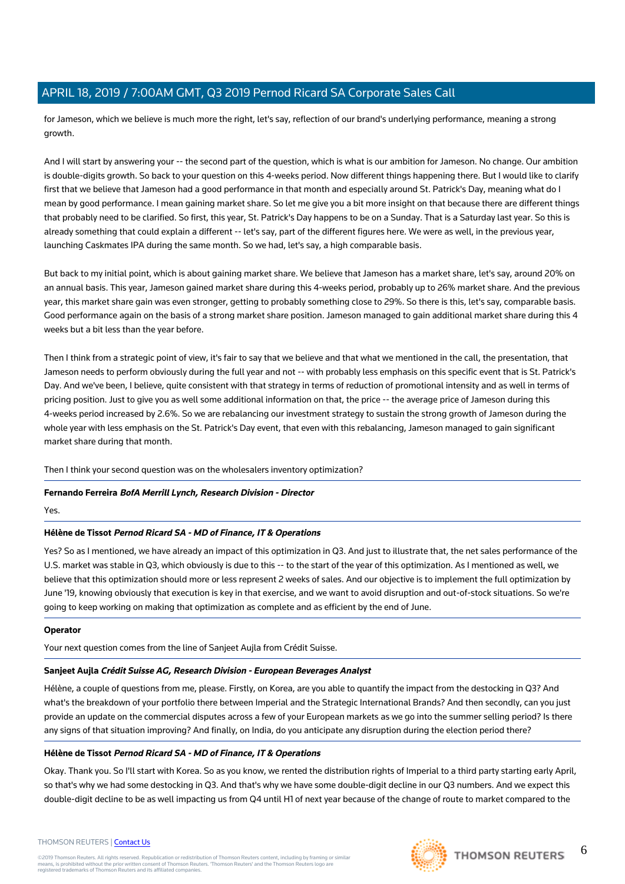for Jameson, which we believe is much more the right, let's say, reflection of our brand's underlying performance, meaning a strong growth.

And I will start by answering your -- the second part of the question, which is what is our ambition for Jameson. No change. Our ambition is double-digits growth. So back to your question on this 4-weeks period. Now different things happening there. But I would like to clarify first that we believe that Jameson had a good performance in that month and especially around St. Patrick's Day, meaning what do I mean by good performance. I mean gaining market share. So let me give you a bit more insight on that because there are different things that probably need to be clarified. So first, this year, St. Patrick's Day happens to be on a Sunday. That is a Saturday last year. So this is already something that could explain a different -- let's say, part of the different figures here. We were as well, in the previous year, launching Caskmates IPA during the same month. So we had, let's say, a high comparable basis.

But back to my initial point, which is about gaining market share. We believe that Jameson has a market share, let's say, around 20% on an annual basis. This year, Jameson gained market share during this 4-weeks period, probably up to 26% market share. And the previous year, this market share gain was even stronger, getting to probably something close to 29%. So there is this, let's say, comparable basis. Good performance again on the basis of a strong market share position. Jameson managed to gain additional market share during this 4 weeks but a bit less than the year before.

Then I think from a strategic point of view, it's fair to say that we believe and that what we mentioned in the call, the presentation, that Jameson needs to perform obviously during the full year and not -- with probably less emphasis on this specific event that is St. Patrick's Day. And we've been, I believe, quite consistent with that strategy in terms of reduction of promotional intensity and as well in terms of pricing position. Just to give you as well some additional information on that, the price -- the average price of Jameson during this 4-weeks period increased by 2.6%. So we are rebalancing our investment strategy to sustain the strong growth of Jameson during the whole year with less emphasis on the St. Patrick's Day event, that even with this rebalancing, Jameson managed to gain significant market share during that month.

Then I think your second question was on the wholesalers inventory optimization?

---

**Fernando Ferreira** ***BofA Merrill Lynch, Research Division - Director***

Yes.

---

**Hélène de Tissot** ***Pernod Ricard SA - MD of Finance, IT & Operations***

Yes? So as I mentioned, we have already an impact of this optimization in Q3. And just to illustrate that, the net sales performance of the U.S. market was stable in Q3, which obviously is due to this -- to the start of the year of this optimization. As I mentioned as well, we believe that this optimization should more or less represent 2 weeks of sales. And our objective is to implement the full optimization by June '19, knowing obviously that execution is key in that exercise, and we want to avoid disruption and out-of-stock situations. So we're going to keep working on making that optimization as complete and as efficient by the end of June.

---

**Operator**

Your next question comes from the line of Sanjeet Aujla from Crédit Suisse.

---

**Sanjeet Aujla** ***Crédit Suisse AG, Research Division - European Beverages Analyst***

Hélène, a couple of questions from me, please. Firstly, on Korea, are you able to quantify the impact from the destocking in Q3? And what's the breakdown of your portfolio there between Imperial and the Strategic International Brands? And then secondly, can you just provide an update on the commercial disputes across a few of your European markets as we go into the summer selling period? Is there any signs of that situation improving? And finally, on India, do you anticipate any disruption during the election period there?

---

**Hélène de Tissot** ***Pernod Ricard SA - MD of Finance, IT & Operations***

Okay. Thank you. So I'll start with Korea. So as you know, we rented the distribution rights of Imperial to a third party starting early April, so that's why we had some destocking in Q3. And that's why we have some double-digit decline in our Q3 numbers. And we expect this double-digit decline to be as well impacting us from Q4 until H1 of next year because of the change of route to market compared to the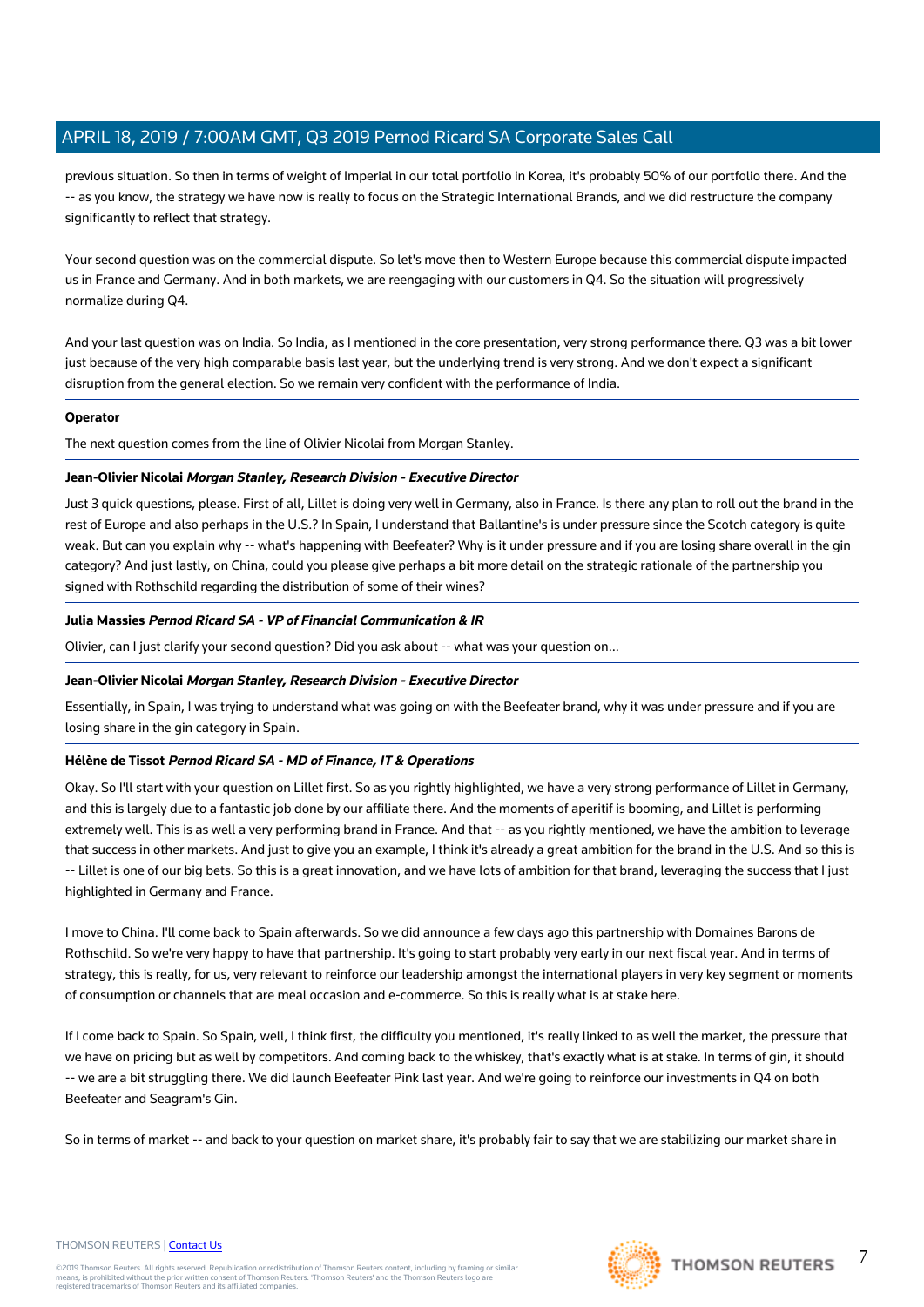previous situation. So then in terms of weight of Imperial in our total portfolio in Korea, it's probably 50% of our portfolio there. And the -- as you know, the strategy we have now is really to focus on the Strategic International Brands, and we did restructure the company significantly to reflect that strategy.

Your second question was on the commercial dispute. So let's move then to Western Europe because this commercial dispute impacted us in France and Germany. And in both markets, we are reengaging with our customers in Q4. So the situation will progressively normalize during Q4.

And your last question was on India. So India, as I mentioned in the core presentation, very strong performance there. Q3 was a bit lower just because of the very high comparable basis last year, but the underlying trend is very strong. And we don't expect a significant disruption from the general election. So we remain very confident with the performance of India.

**Operator**

The next question comes from the line of Olivier Nicolai from Morgan Stanley.

**Jean-Olivier Nicolai** ***Morgan Stanley, Research Division - Executive Director***

Just 3 quick questions, please. First of all, Lillet is doing very well in Germany, also in France. Is there any plan to roll out the brand in the rest of Europe and also perhaps in the U.S.? In Spain, I understand that Ballantine's is under pressure since the Scotch category is quite weak. But can you explain why -- what's happening with Beefeater? Why is it under pressure and if you are losing share overall in the gin category? And just lastly, on China, could you please give perhaps a bit more detail on the strategic rationale of the partnership you signed with Rothschild regarding the distribution of some of their wines?

**Julia Massies** ***Pernod Ricard SA - VP of Financial Communication & IR***

Olivier, can I just clarify your second question? Did you ask about -- what was your question on...

**Jean-Olivier Nicolai** ***Morgan Stanley, Research Division - Executive Director***

Essentially, in Spain, I was trying to understand what was going on with the Beefeater brand, why it was under pressure and if you are losing share in the gin category in Spain.

**Hélène de Tissot** ***Pernod Ricard SA - MD of Finance, IT & Operations***

Okay. So I'll start with your question on Lillet first. So as you rightly highlighted, we have a very strong performance of Lillet in Germany, and this is largely due to a fantastic job done by our affiliate there. And the moments of aperitif is booming, and Lillet is performing extremely well. This is as well a very performing brand in France. And that -- as you rightly mentioned, we have the ambition to leverage that success in other markets. And just to give you an example, I think it's already a great ambition for the brand in the U.S. And so this is -- Lillet is one of our big bets. So this is a great innovation, and we have lots of ambition for that brand, leveraging the success that I just highlighted in Germany and France.

I move to China. I'll come back to Spain afterwards. So we did announce a few days ago this partnership with Domaines Barons de Rothschild. So we're very happy to have that partnership. It's going to start probably very early in our next fiscal year. And in terms of strategy, this is really, for us, very relevant to reinforce our leadership amongst the international players in very key segment or moments of consumption or channels that are meal occasion and e-commerce. So this is really what is at stake here.

If I come back to Spain. So Spain, well, I think first, the difficulty you mentioned, it's really linked to as well the market, the pressure that we have on pricing but as well by competitors. And coming back to the whiskey, that's exactly what is at stake. In terms of gin, it should -- we are a bit struggling there. We did launch Beefeater Pink last year. And we're going to reinforce our investments in Q4 on both Beefeater and Seagram's Gin.

So in terms of market -- and back to your question on market share, it's probably fair to say that we are stabilizing our market share in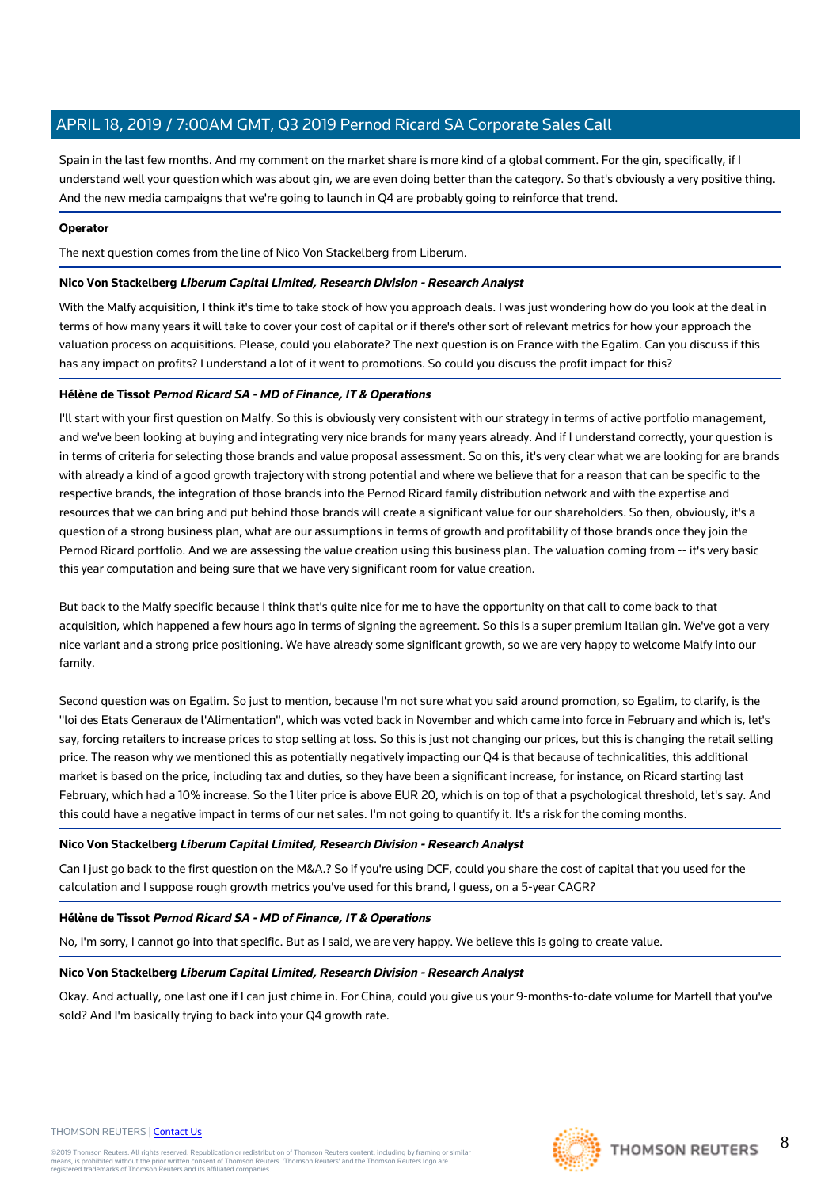Spain in the last few months. And my comment on the market share is more kind of a global comment. For the gin, specifically, if I understand well your question which was about gin, we are even doing better than the category. So that's obviously a very positive thing. And the new media campaigns that we're going to launch in Q4 are probably going to reinforce that trend.

**Operator**

The next question comes from the line of Nico Von Stackelberg from Liberum.

**Nico Von Stackelberg** ***Liberum Capital Limited, Research Division - Research Analyst***

With the Malfy acquisition, I think it's time to take stock of how you approach deals. I was just wondering how do you look at the deal in terms of how many years it will take to cover your cost of capital or if there's other sort of relevant metrics for how your approach the valuation process on acquisitions. Please, could you elaborate? The next question is on France with the Egalim. Can you discuss if this has any impact on profits? I understand a lot of it went to promotions. So could you discuss the profit impact for this?

**Hélène de Tissot** ***Pernod Ricard SA - MD of Finance, IT & Operations***

I'll start with your first question on Malfy. So this is obviously very consistent with our strategy in terms of active portfolio management, and we've been looking at buying and integrating very nice brands for many years already. And if I understand correctly, your question is in terms of criteria for selecting those brands and value proposal assessment. So on this, it's very clear what we are looking for are brands with already a kind of a good growth trajectory with strong potential and where we believe that for a reason that can be specific to the respective brands, the integration of those brands into the Pernod Ricard family distribution network and with the expertise and resources that we can bring and put behind those brands will create a significant value for our shareholders. So then, obviously, it's a question of a strong business plan, what are our assumptions in terms of growth and profitability of those brands once they join the Pernod Ricard portfolio. And we are assessing the value creation using this business plan. The valuation coming from -- it's very basic this year computation and being sure that we have very significant room for value creation.

But back to the Malfy specific because I think that's quite nice for me to have the opportunity on that call to come back to that acquisition, which happened a few hours ago in terms of signing the agreement. So this is a super premium Italian gin. We've got a very nice variant and a strong price positioning. We have already some significant growth, so we are very happy to welcome Malfy into our family.

Second question was on Egalim. So just to mention, because I'm not sure what you said around promotion, so Egalim, to clarify, is the "loi des Etats Generaux de l'Alimentation", which was voted back in November and which came into force in February and which is, let's say, forcing retailers to increase prices to stop selling at loss. So this is just not changing our prices, but this is changing the retail selling price. The reason why we mentioned this as potentially negatively impacting our Q4 is that because of technicalities, this additional market is based on the price, including tax and duties, so they have been a significant increase, for instance, on Ricard starting last February, which had a 10% increase. So the 1 liter price is above EUR 20, which is on top of that a psychological threshold, let's say. And this could have a negative impact in terms of our net sales. I'm not going to quantify it. It's a risk for the coming months.

**Nico Von Stackelberg** ***Liberum Capital Limited, Research Division - Research Analyst***

Can I just go back to the first question on the M&A.? So if you're using DCF, could you share the cost of capital that you used for the calculation and I suppose rough growth metrics you've used for this brand, I guess, on a 5-year CAGR?

**Hélène de Tissot** ***Pernod Ricard SA - MD of Finance, IT & Operations***

No, I'm sorry, I cannot go into that specific. But as I said, we are very happy. We believe this is going to create value.

**Nico Von Stackelberg** ***Liberum Capital Limited, Research Division - Research Analyst***

Okay. And actually, one last one if I can just chime in. For China, could you give us your 9-months-to-date volume for Martell that you've sold? And I'm basically trying to back into your Q4 growth rate.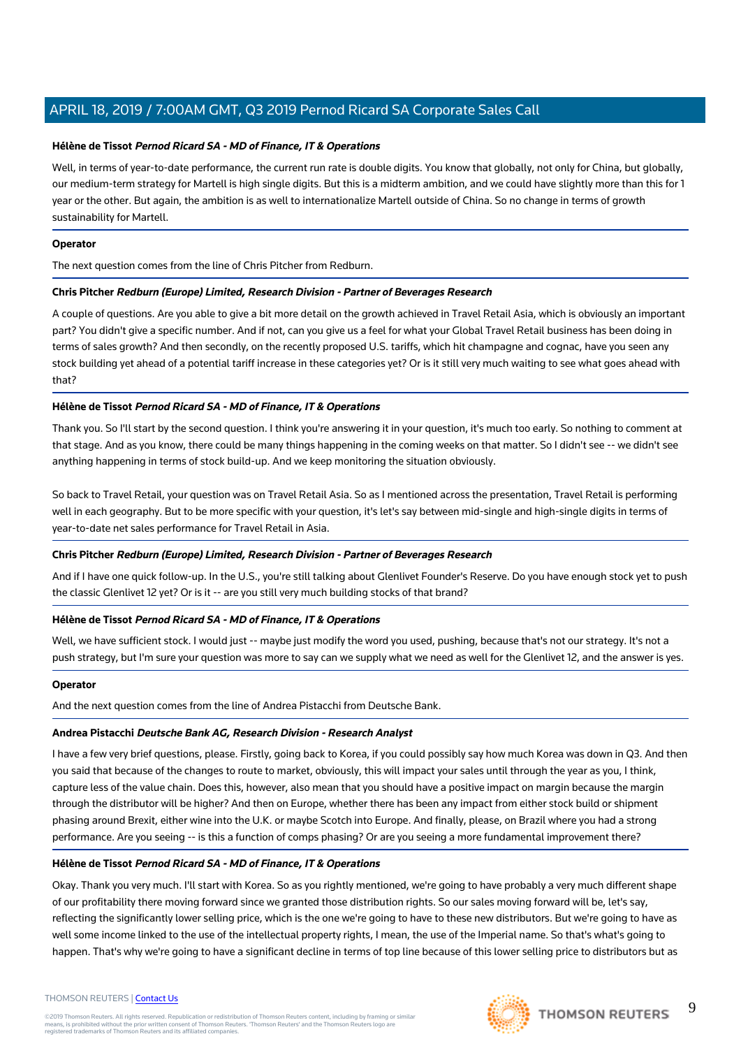**Hélène de Tissot** ***Pernod Ricard SA - MD of Finance, IT & Operations***

Well, in terms of year-to-date performance, the current run rate is double digits. You know that globally, not only for China, but globally, our medium-term strategy for Martell is high single digits. But this is a midterm ambition, and we could have slightly more than this for 1 year or the other. But again, the ambition is as well to internationalize Martell outside of China. So no change in terms of growth sustainability for Martell.

**Operator**

The next question comes from the line of Chris Pitcher from Redburn.

**Chris Pitcher** ***Redburn (Europe) Limited, Research Division - Partner of Beverages Research***

A couple of questions. Are you able to give a bit more detail on the growth achieved in Travel Retail Asia, which is obviously an important part? You didn't give a specific number. And if not, can you give us a feel for what your Global Travel Retail business has been doing in terms of sales growth? And then secondly, on the recently proposed U.S. tariffs, which hit champagne and cognac, have you seen any stock building yet ahead of a potential tariff increase in these categories yet? Or is it still very much waiting to see what goes ahead with that?

**Hélène de Tissot** ***Pernod Ricard SA - MD of Finance, IT & Operations***

Thank you. So I'll start by the second question. I think you're answering it in your question, it's much too early. So nothing to comment at that stage. And as you know, there could be many things happening in the coming weeks on that matter. So I didn't see -- we didn't see anything happening in terms of stock build-up. And we keep monitoring the situation obviously.

So back to Travel Retail, your question was on Travel Retail Asia. So as I mentioned across the presentation, Travel Retail is performing well in each geography. But to be more specific with your question, it's let's say between mid-single and high-single digits in terms of year-to-date net sales performance for Travel Retail in Asia.

**Chris Pitcher** ***Redburn (Europe) Limited, Research Division - Partner of Beverages Research***

And if I have one quick follow-up. In the U.S., you're still talking about Glenlivet Founder's Reserve. Do you have enough stock yet to push the classic Glenlivet 12 yet? Or is it -- are you still very much building stocks of that brand?

**Hélène de Tissot** ***Pernod Ricard SA - MD of Finance, IT & Operations***

Well, we have sufficient stock. I would just -- maybe just modify the word you used, pushing, because that's not our strategy. It's not a push strategy, but I'm sure your question was more to say can we supply what we need as well for the Glenlivet 12, and the answer is yes.

**Operator**

And the next question comes from the line of Andrea Pistacchi from Deutsche Bank.

**Andrea Pistacchi** ***Deutsche Bank AG, Research Division - Research Analyst***

I have a few very brief questions, please. Firstly, going back to Korea, if you could possibly say how much Korea was down in Q3. And then you said that because of the changes to route to market, obviously, this will impact your sales until through the year as you, I think, capture less of the value chain. Does this, however, also mean that you should have a positive impact on margin because the margin through the distributor will be higher? And then on Europe, whether there has been any impact from either stock build or shipment phasing around Brexit, either wine into the U.K. or maybe Scotch into Europe. And finally, please, on Brazil where you had a strong performance. Are you seeing -- is this a function of comps phasing? Or are you seeing a more fundamental improvement there?

**Hélène de Tissot** ***Pernod Ricard SA - MD of Finance, IT & Operations***

Okay. Thank you very much. I'll start with Korea. So as you rightly mentioned, we're going to have probably a very much different shape of our profitability there moving forward since we granted those distribution rights. So our sales moving forward will be, let's say, reflecting the significantly lower selling price, which is the one we're going to have to these new distributors. But we're going to have as well some income linked to the use of the intellectual property rights, I mean, the use of the Imperial name. So that's what's going to happen. That's why we're going to have a significant decline in terms of top line because of this lower selling price to distributors but as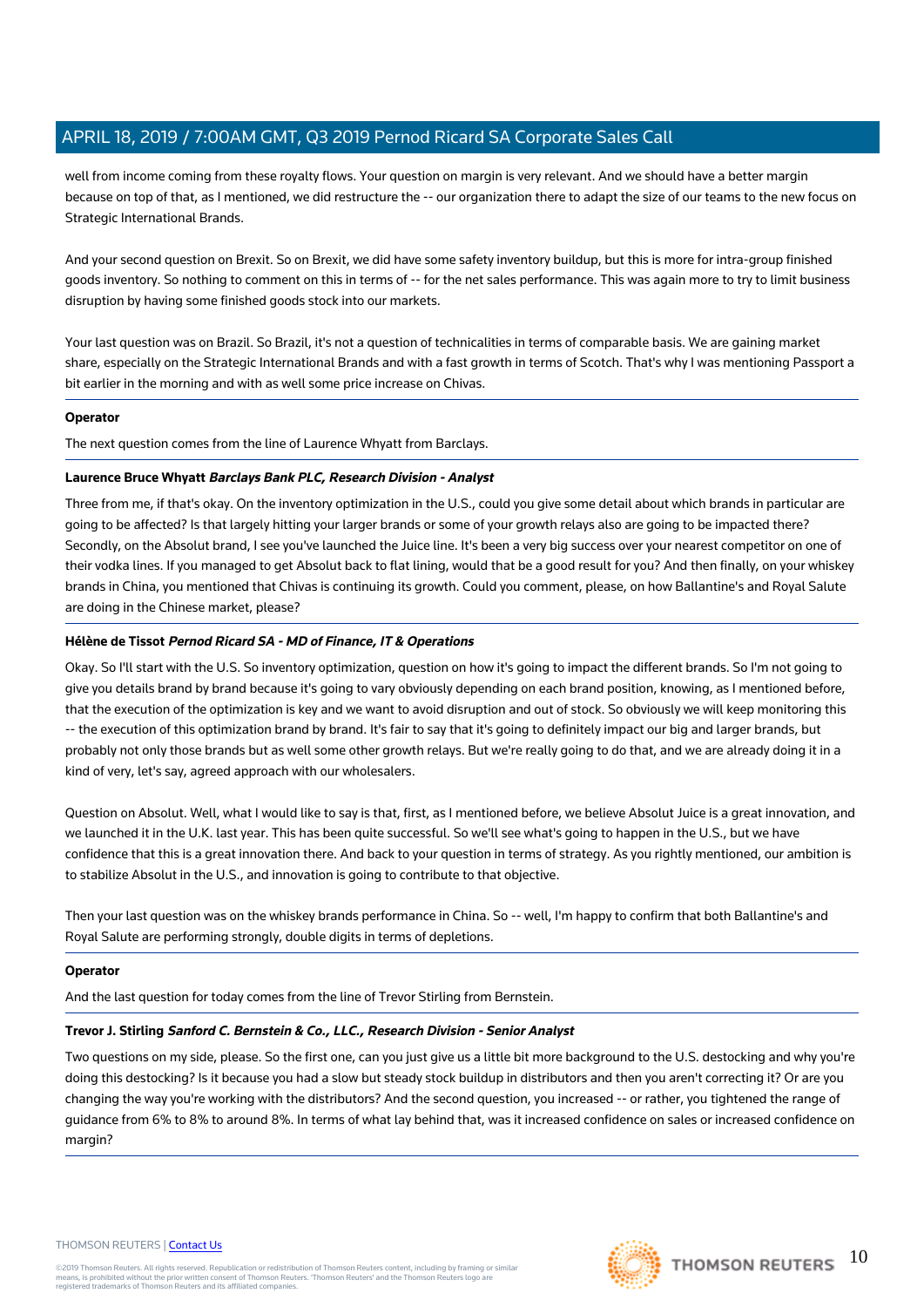well from income coming from these royalty flows. Your question on margin is very relevant. And we should have a better margin because on top of that, as I mentioned, we did restructure the -- our organization there to adapt the size of our teams to the new focus on Strategic International Brands.

And your second question on Brexit. So on Brexit, we did have some safety inventory buildup, but this is more for intra-group finished goods inventory. So nothing to comment on this in terms of -- for the net sales performance. This was again more to try to limit business disruption by having some finished goods stock into our markets.

Your last question was on Brazil. So Brazil, it's not a question of technicalities in terms of comparable basis. We are gaining market share, especially on the Strategic International Brands and with a fast growth in terms of Scotch. That's why I was mentioning Passport a bit earlier in the morning and with as well some price increase on Chivas.

**Operator**

The next question comes from the line of Laurence Whyatt from Barclays.

**Laurence Bruce Whyatt** ***Barclays Bank PLC, Research Division - Analyst***

Three from me, if that's okay. On the inventory optimization in the U.S., could you give some detail about which brands in particular are going to be affected? Is that largely hitting your larger brands or some of your growth relays also are going to be impacted there? Secondly, on the Absolut brand, I see you've launched the Juice line. It's been a very big success over your nearest competitor on one of their vodka lines. If you managed to get Absolut back to flat lining, would that be a good result for you? And then finally, on your whiskey brands in China, you mentioned that Chivas is continuing its growth. Could you comment, please, on how Ballantine's and Royal Salute are doing in the Chinese market, please?

**Hélène de Tissot** ***Pernod Ricard SA - MD of Finance, IT & Operations***

Okay. So I'll start with the U.S. So inventory optimization, question on how it's going to impact the different brands. So I'm not going to give you details brand by brand because it's going to vary obviously depending on each brand position, knowing, as I mentioned before, that the execution of the optimization is key and we want to avoid disruption and out of stock. So obviously we will keep monitoring this -- the execution of this optimization brand by brand. It's fair to say that it's going to definitely impact our big and larger brands, but probably not only those brands but as well some other growth relays. But we're really going to do that, and we are already doing it in a kind of very, let's say, agreed approach with our wholesalers.

Question on Absolut. Well, what I would like to say is that, first, as I mentioned before, we believe Absolut Juice is a great innovation, and we launched it in the U.K. last year. This has been quite successful. So we'll see what's going to happen in the U.S., but we have confidence that this is a great innovation there. And back to your question in terms of strategy. As you rightly mentioned, our ambition is to stabilize Absolut in the U.S., and innovation is going to contribute to that objective.

Then your last question was on the whiskey brands performance in China. So -- well, I'm happy to confirm that both Ballantine's and Royal Salute are performing strongly, double digits in terms of depletions.

**Operator**

And the last question for today comes from the line of Trevor Stirling from Bernstein.

**Trevor J. Stirling** ***Sanford C. Bernstein & Co., LLC., Research Division - Senior Analyst***

Two questions on my side, please. So the first one, can you just give us a little bit more background to the U.S. destocking and why you're doing this destocking? Is it because you had a slow but steady stock buildup in distributors and then you aren't correcting it? Or are you changing the way you're working with the distributors? And the second question, you increased -- or rather, you tightened the range of guidance from 6% to 8% to around 8%. In terms of what lay behind that, was it increased confidence on sales or increased confidence on margin?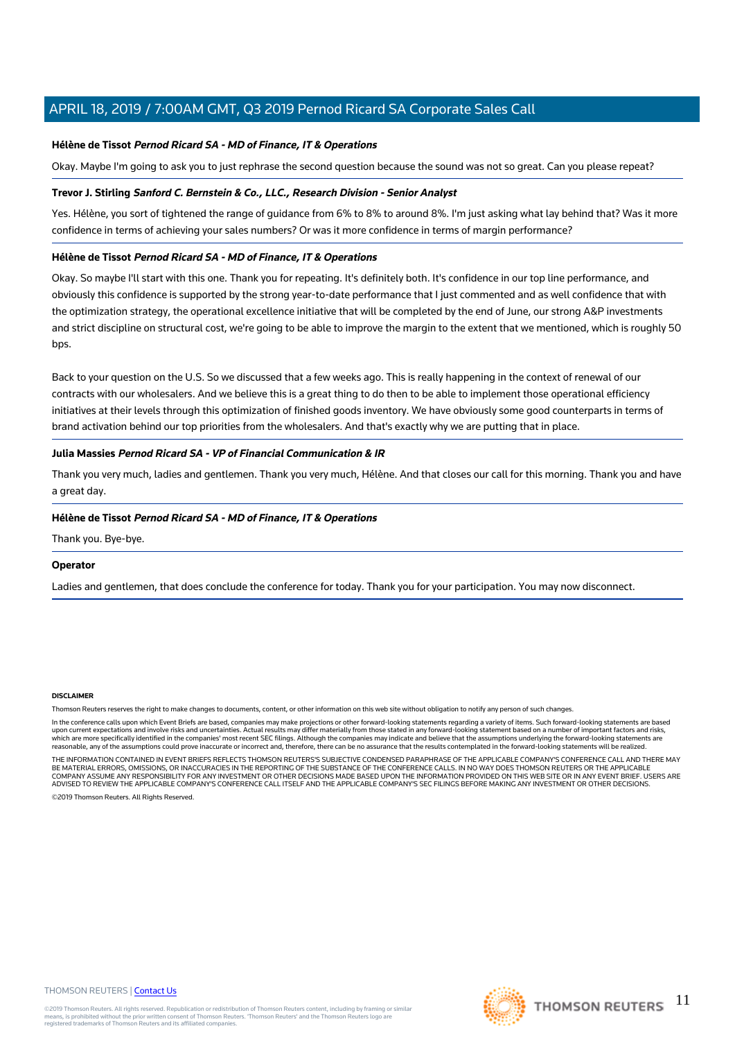**Hélène de Tissot** ***Pernod Ricard SA - MD of Finance, IT & Operations***

Okay. Maybe I'm going to ask you to just rephrase the second question because the sound was not so great. Can you please repeat?

**Trevor J. Stirling** ***Sanford C. Bernstein & Co., LLC., Research Division - Senior Analyst***

Yes. Hélène, you sort of tightened the range of guidance from 6% to 8% to around 8%. I'm just asking what lay behind that? Was it more confidence in terms of achieving your sales numbers? Or was it more confidence in terms of margin performance?

**Hélène de Tissot** ***Pernod Ricard SA - MD of Finance, IT & Operations***

Okay. So maybe I'll start with this one. Thank you for repeating. It's definitely both. It's confidence in our top line performance, and obviously this confidence is supported by the strong year-to-date performance that I just commented and as well confidence that with the optimization strategy, the operational excellence initiative that will be completed by the end of June, our strong A&P investments and strict discipline on structural cost, we're going to be able to improve the margin to the extent that we mentioned, which is roughly 50 bps.

Back to your question on the U.S. So we discussed that a few weeks ago. This is really happening in the context of renewal of our contracts with our wholesalers. And we believe this is a great thing to do then to be able to implement those operational efficiency initiatives at their levels through this optimization of finished goods inventory. We have obviously some good counterparts in terms of brand activation behind our top priorities from the wholesalers. And that's exactly why we are putting that in place.

**Julia Massies** ***Pernod Ricard SA - VP of Financial Communication & IR***

Thank you very much, ladies and gentlemen. Thank you very much, Hélène. And that closes our call for this morning. Thank you and have a great day.

**Hélène de Tissot** ***Pernod Ricard SA - MD of Finance, IT & Operations***

Thank you. Bye-bye.

**Operator**

Ladies and gentlemen, that does conclude the conference for today. Thank you for your participation. You may now disconnect.

**DISCLAIMER**

Thomson Reuters reserves the right to make changes to documents, content, or other information on this web site without obligation to notify any person of such changes.

In the conference calls upon which Event Briefs are based, companies may make projections or other forward-looking statements regarding a variety of items. Such forward-looking statements are based upon current expectations and involve risks and uncertainties. Actual results may differ materially from those stated in any forward-looking statement based on a number of important factors and risks, which are more specifically identified in the companies' most recent SEC filings. Although the companies may indicate and believe that the assumptions underlying the forward-looking statements are reasonable, any of the assumptions could prove inaccurate or incorrect and, therefore, there can be no assurance that the results contemplated in the forward-looking statements will be realized.

THE INFORMATION CONTAINED IN EVENT BRIEFS REFLECTS THOMSON REUTERS'S SUBJECTIVE CONDENSED PARAPHRASE OF THE APPLICABLE COMPANY'S CONFERENCE CALL AND THERE MAY BE MATERIAL ERRORS, OMISSIONS, OR INACCURACIES IN THE REPORTING OF THE SUBSTANCE OF THE CONFERENCE CALLS. IN NO WAY DOES THOMSON REUTERS OR THE APPLICABLE COMPANY ASSUME ANY RESPONSIBILITY FOR ANY INVESTMENT OR OTHER DECISIONS MADE BASED UPON THE INFORMATION PROVIDED ON THIS WEB SITE OR IN ANY EVENT BRIEF. USERS ARE ADVISED TO REVIEW THE APPLICABLE COMPANY'S CONFERENCE CALL ITSELF AND THE APPLICABLE COMPANY'S SEC FILINGS BEFORE MAKING ANY INVESTMENT OR OTHER DECISIONS.

©2019 Thomson Reuters. All Rights Reserved.